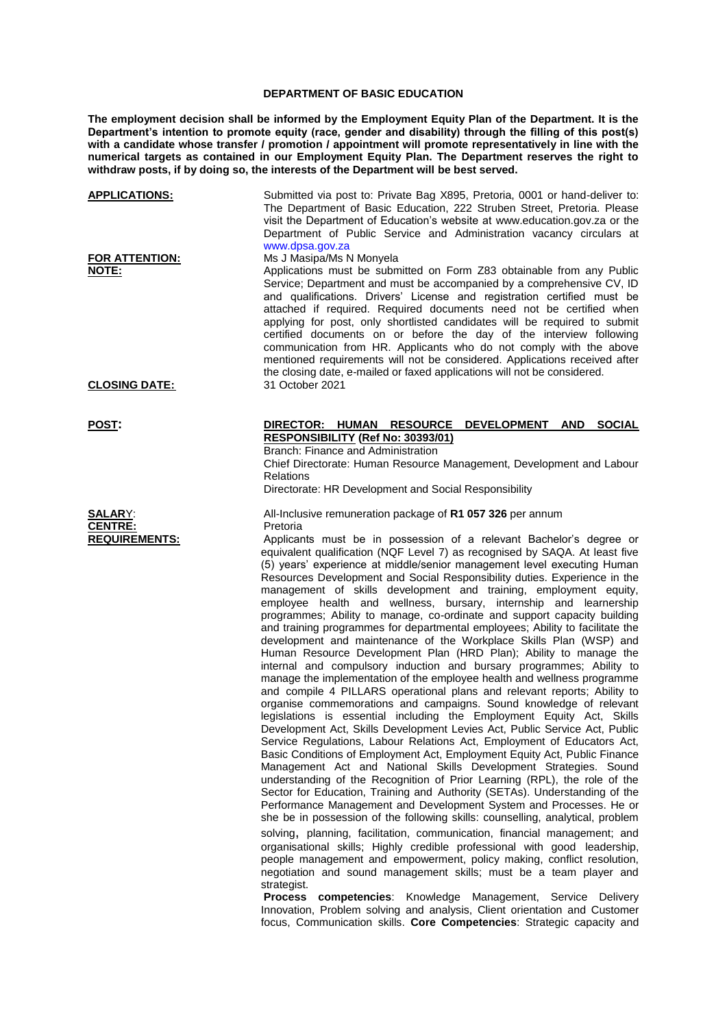# DEPARTMENT OF BASIC EDUCATION

**The employment decision shall be informed by the Employment Equity Plan of the Department. It is the Department's intention to promote equity (race, gender and disability) through the filling of this post(s) with a candidate whose transfer / promotion / appointment will promote representatively in line with the numerical targets as contained in our Employment Equity Plan. The Department reserves the right to withdraw posts, if by doing so, the interests of the Department will be best served.**

**APPLICATIONS:** Submitted via post to: Private Bag X895, Pretoria, 0001 or hand-deliver to: The Department of Basic Education, 222 Struben Street, Pretoria. Please visit the Department of Education's website at www.education.gov.za or the Department of Public Service and Administration vacancy circulars at www.dpsa.gov.za

**FOR ATTENTION:** Ms J Masipa/Ms N Monyela

**NOTE:** Applications must be submitted on Form Z83 obtainable from any Public Service; Department and must be accompanied by a comprehensive CV, ID and qualifications. Drivers' License and registration certified must be attached if required. Required documents need not be certified when applying for post, only shortlisted candidates will be required to submit certified documents on or before the day of the interview following communication from HR. Applicants who do not comply with the above mentioned requirements will not be considered. Applications received after the closing date, e-mailed or faxed applications will not be considered.

**CLOSING DATE:** 31 October 2021

**POST:** **DIRECTOR: HUMAN RESOURCE DEVELOPMENT AND SOCIAL RESPONSIBILITY (Ref No: 30393/01)**
Branch: Finance and Administration
Chief Directorate: Human Resource Management, Development and Labour Relations
Directorate: HR Development and Social Responsibility

**SALARY:** All-Inclusive remuneration package of **R1 057 326** per annum

**CENTRE:** Pretoria

**REQUIREMENTS:** Applicants must be in possession of a relevant Bachelor's degree or equivalent qualification (NQF Level 7) as recognised by SAQA. At least five (5) years' experience at middle/senior management level executing Human Resources Development and Social Responsibility duties. Experience in the management of skills development and training, employment equity, employee health and wellness, bursary, internship and learnership programmes; Ability to manage, co-ordinate and support capacity building and training programmes for departmental employees; Ability to facilitate the development and maintenance of the Workplace Skills Plan (WSP) and Human Resource Development Plan (HRD Plan); Ability to manage the internal and compulsory induction and bursary programmes; Ability to manage the implementation of the employee health and wellness programme and compile 4 PILLARS operational plans and relevant reports; Ability to organise commemorations and campaigns. Sound knowledge of relevant legislations is essential including the Employment Equity Act, Skills Development Act, Skills Development Levies Act, Public Service Act, Public Service Regulations, Labour Relations Act, Employment of Educators Act, Basic Conditions of Employment Act, Employment Equity Act, Public Finance Management Act and National Skills Development Strategies. Sound understanding of the Recognition of Prior Learning (RPL), the role of the Sector for Education, Training and Authority (SETAs). Understanding of the Performance Management and Development System and Processes. He or she be in possession of the following skills: counselling, analytical, problem solving, planning, facilitation, communication, financial management; and organisational skills; Highly credible professional with good leadership, people management and empowerment, policy making, conflict resolution, negotiation and sound management skills; must be a team player and strategist.
**Process competencies**: Knowledge Management, Service Delivery Innovation, Problem solving and analysis, Client orientation and Customer focus, Communication skills. **Core Competencies**: Strategic capacity and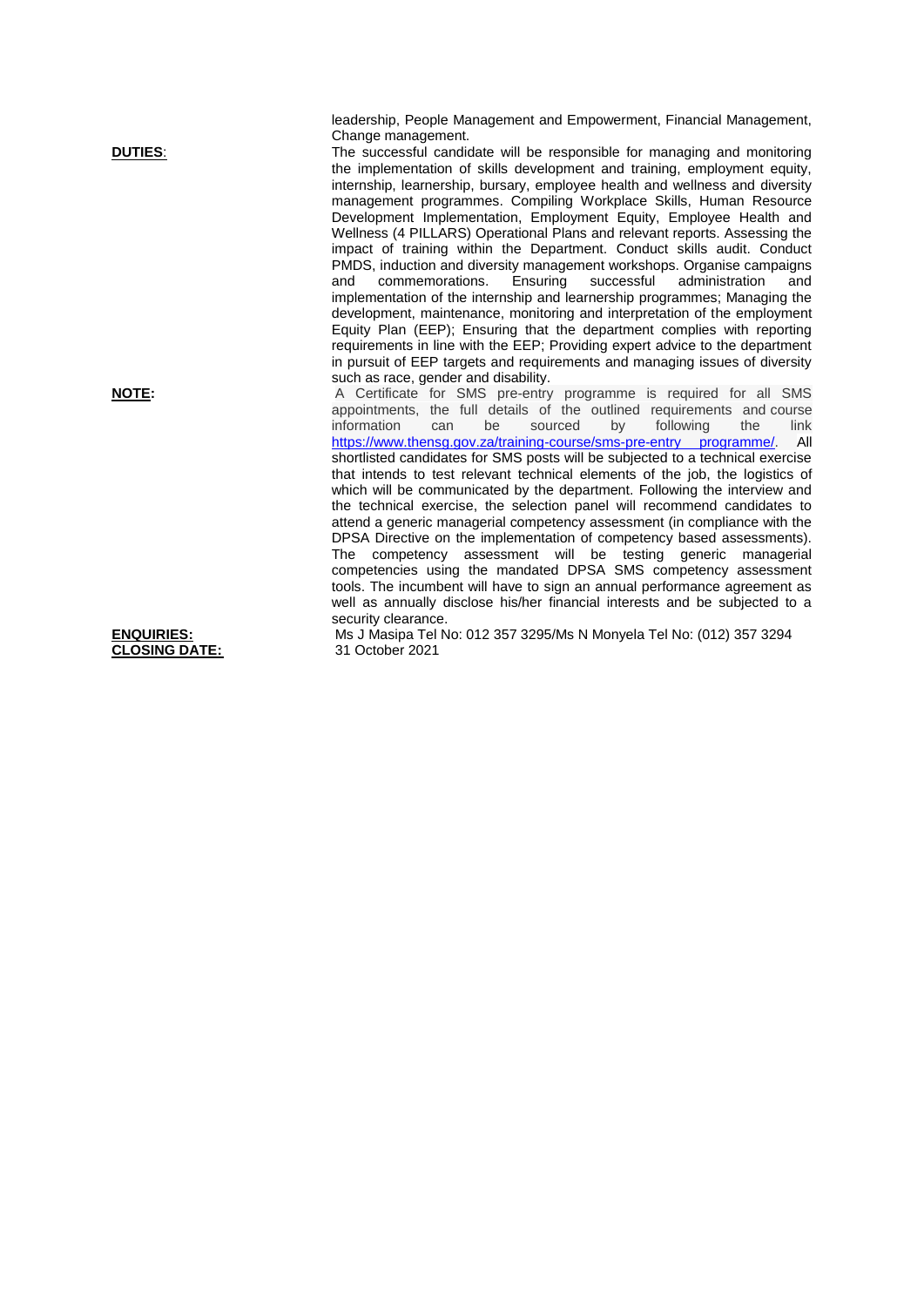leadership, People Management and Empowerment, Financial Management, Change management.

**DUTIES**: The successful candidate will be responsible for managing and monitoring the implementation of skills development and training, employment equity, internship, learnership, bursary, employee health and wellness and diversity management programmes. Compiling Workplace Skills, Human Resource Development Implementation, Employment Equity, Employee Health and Wellness (4 PILLARS) Operational Plans and relevant reports. Assessing the impact of training within the Department. Conduct skills audit. Conduct PMDS, induction and diversity management workshops. Organise campaigns and commemorations. Ensuring successful administration and implementation of the internship and learnership programmes; Managing the development, maintenance, monitoring and interpretation of the employment Equity Plan (EEP); Ensuring that the department complies with reporting requirements in line with the EEP; Providing expert advice to the department in pursuit of EEP targets and requirements and managing issues of diversity such as race, gender and disability.

**NOTE:** A Certificate for SMS pre-entry programme is required for all SMS appointments, the full details of the outlined requirements and course information can be sourced by following the link https://www.thensg.gov.za/training-course/sms-pre-entry programme/. All shortlisted candidates for SMS posts will be subjected to a technical exercise that intends to test relevant technical elements of the job, the logistics of which will be communicated by the department. Following the interview and the technical exercise, the selection panel will recommend candidates to attend a generic managerial competency assessment (in compliance with the DPSA Directive on the implementation of competency based assessments). The competency assessment will be testing generic managerial competencies using the mandated DPSA SMS competency assessment tools. The incumbent will have to sign an annual performance agreement as well as annually disclose his/her financial interests and be subjected to a security clearance.

**ENQUIRIES:** Ms J Masipa Tel No: 012 357 3295/Ms N Monyela Tel No: (012) 357 3294

**CLOSING DATE:** 31 October 2021